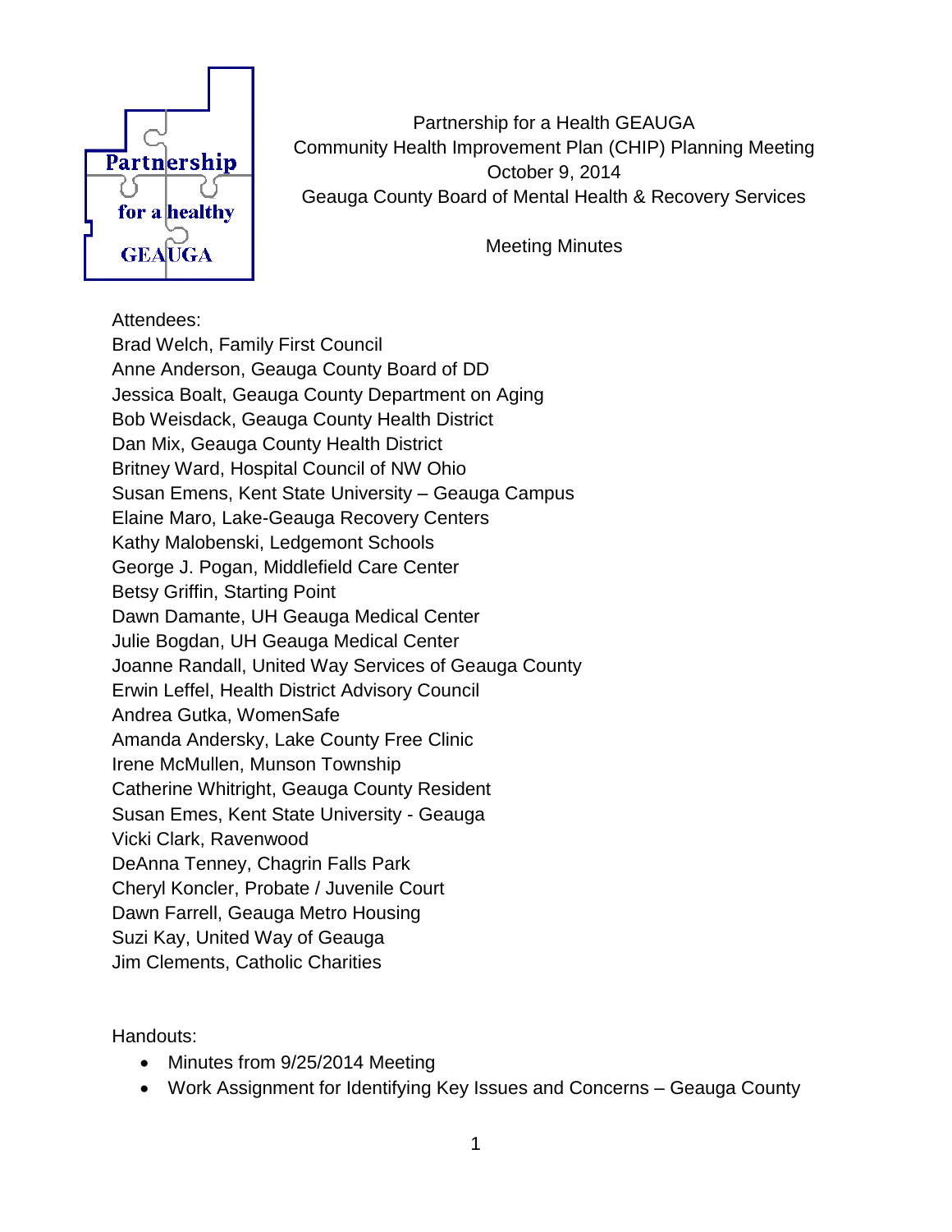Partnership for a Health GEAUGA
Community Health Improvement Plan (CHIP) Planning Meeting
October 9, 2014
Geauga County Board of Mental Health & Recovery Services

Meeting Minutes

Attendees:
Brad Welch, Family First Council
Anne Anderson, Geauga County Board of DD
Jessica Boalt, Geauga County Department on Aging
Bob Weisdack, Geauga County Health District
Dan Mix, Geauga County Health District
Britney Ward, Hospital Council of NW Ohio
Susan Emens, Kent State University – Geauga Campus
Elaine Maro, Lake-Geauga Recovery Centers
Kathy Malobenski, Ledgemont Schools
George J. Pogan, Middlefield Care Center
Betsy Griffin, Starting Point
Dawn Damante, UH Geauga Medical Center
Julie Bogdan, UH Geauga Medical Center
Joanne Randall, United Way Services of Geauga County
Erwin Leffel, Health District Advisory Council
Andrea Gutka, WomenSafe
Amanda Andersky, Lake County Free Clinic
Irene McMullen, Munson Township
Catherine Whitright, Geauga County Resident
Susan Emes, Kent State University - Geauga
Vicki Clark, Ravenwood
DeAnna Tenney, Chagrin Falls Park
Cheryl Koncler, Probate / Juvenile Court
Dawn Farrell, Geauga Metro Housing
Suzi Kay, United Way of Geauga
Jim Clements, Catholic Charities

Handouts:

- Minutes from 9/25/2014 Meeting
- Work Assignment for Identifying Key Issues and Concerns – Geauga County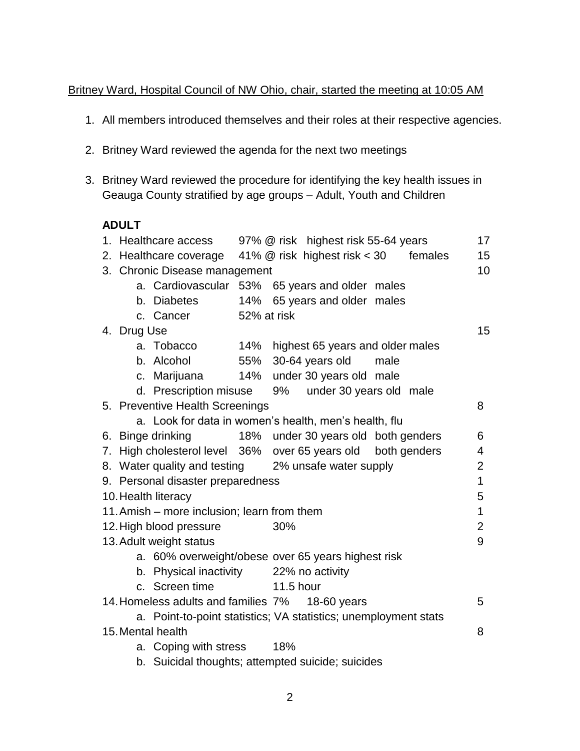Britney Ward, Hospital Council of NW Ohio, chair, started the meeting at 10:05 AM

1. All members introduced themselves and their roles at their respective agencies.
2. Britney Ward reviewed the agenda for the next two meetings
3. Britney Ward reviewed the procedure for identifying the key health issues in Geauga County stratified by age groups – Adult, Youth and Children

**ADULT**

1. Healthcare access 97% @ risk highest risk 55-64 years 17
2. Healthcare coverage 41% @ risk highest risk < 30 females 15
3. Chronic Disease management 10
   a. Cardiovascular 53% 65 years and older males
   b. Diabetes 14% 65 years and older males
   c. Cancer 52% at risk
4. Drug Use 15
   a. Tobacco 14% highest 65 years and older males
   b. Alcohol 55% 30-64 years old male
   c. Marijuana 14% under 30 years old male
   d. Prescription misuse 9% under 30 years old male
5. Preventive Health Screenings 8
   a. Look for data in women's health, men's health, flu
6. Binge drinking 18% under 30 years old both genders 6
7. High cholesterol level 36% over 65 years old both genders 4
8. Water quality and testing 2% unsafe water supply 2
9. Personal disaster preparedness 1
10. Health literacy 5
11. Amish – more inclusion; learn from them 1
12. High blood pressure 30% 2
13. Adult weight status 9
    a. 60% overweight/obese over 65 years highest risk
    b. Physical inactivity 22% no activity
    c. Screen time 11.5 hour
14. Homeless adults and families 7% 18-60 years 5
    a. Point-to-point statistics; VA statistics; unemployment stats
15. Mental health 8
    a. Coping with stress 18%
    b. Suicidal thoughts; attempted suicide; suicides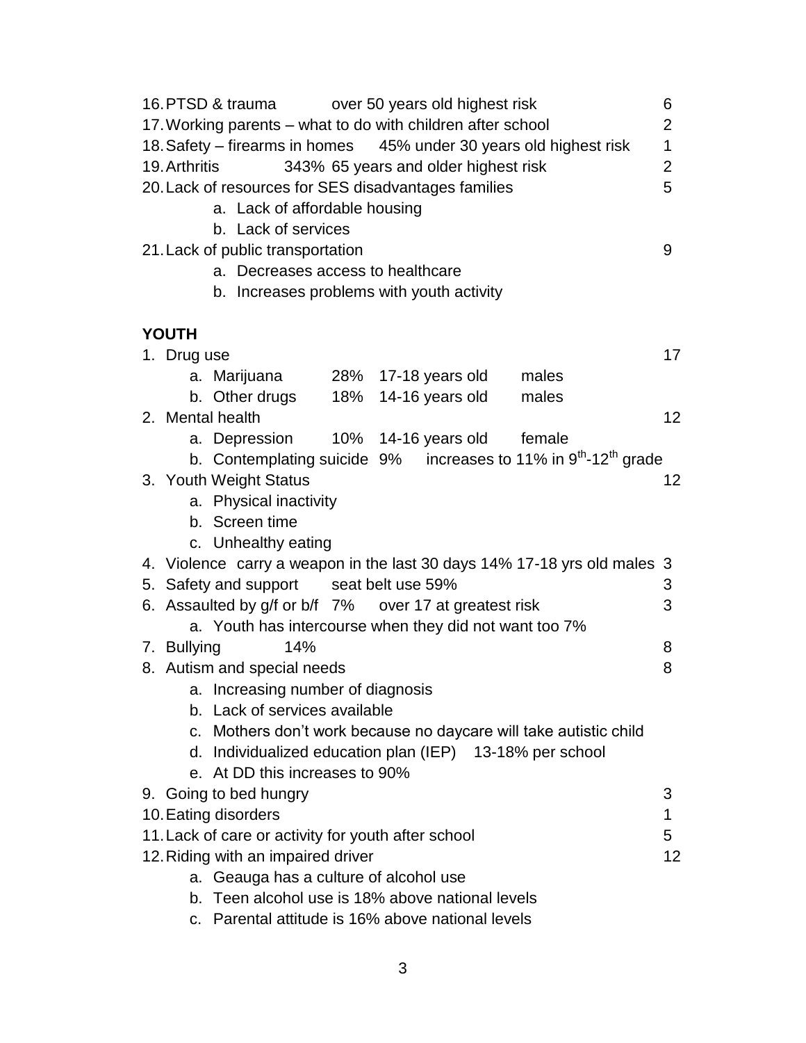16. PTSD & trauma over 50 years old highest risk 6
17. Working parents – what to do with children after school 2
18. Safety – firearms in homes 45% under 30 years old highest risk 1
19. Arthritis 343% 65 years and older highest risk 2
20. Lack of resources for SES disadvantages families 5
    a. Lack of affordable housing
    b. Lack of services
21. Lack of public transportation 9
    a. Decreases access to healthcare
    b. Increases problems with youth activity

**YOUTH**

1. Drug use 17
    a. Marijuana 28% 17-18 years old males
    b. Other drugs 18% 14-16 years old males
2. Mental health 12
    a. Depression 10% 14-16 years old female
    b. Contemplating suicide 9% increases to 11% in 9th-12th grade
3. Youth Weight Status 12
    a. Physical inactivity
    b. Screen time
    c. Unhealthy eating
4. Violence carry a weapon in the last 30 days 14% 17-18 yrs old males 3
5. Safety and support seat belt use 59% 3
6. Assaulted by g/f or b/f 7% over 17 at greatest risk 3
    a. Youth has intercourse when they did not want too 7%
7. Bullying 14% 8
8. Autism and special needs 8
    a. Increasing number of diagnosis
    b. Lack of services available
    c. Mothers don't work because no daycare will take autistic child
    d. Individualized education plan (IEP) 13-18% per school
    e. At DD this increases to 90%
9. Going to bed hungry 3
10. Eating disorders 1
11. Lack of care or activity for youth after school 5
12. Riding with an impaired driver 12
    a. Geauga has a culture of alcohol use
    b. Teen alcohol use is 18% above national levels
    c. Parental attitude is 16% above national levels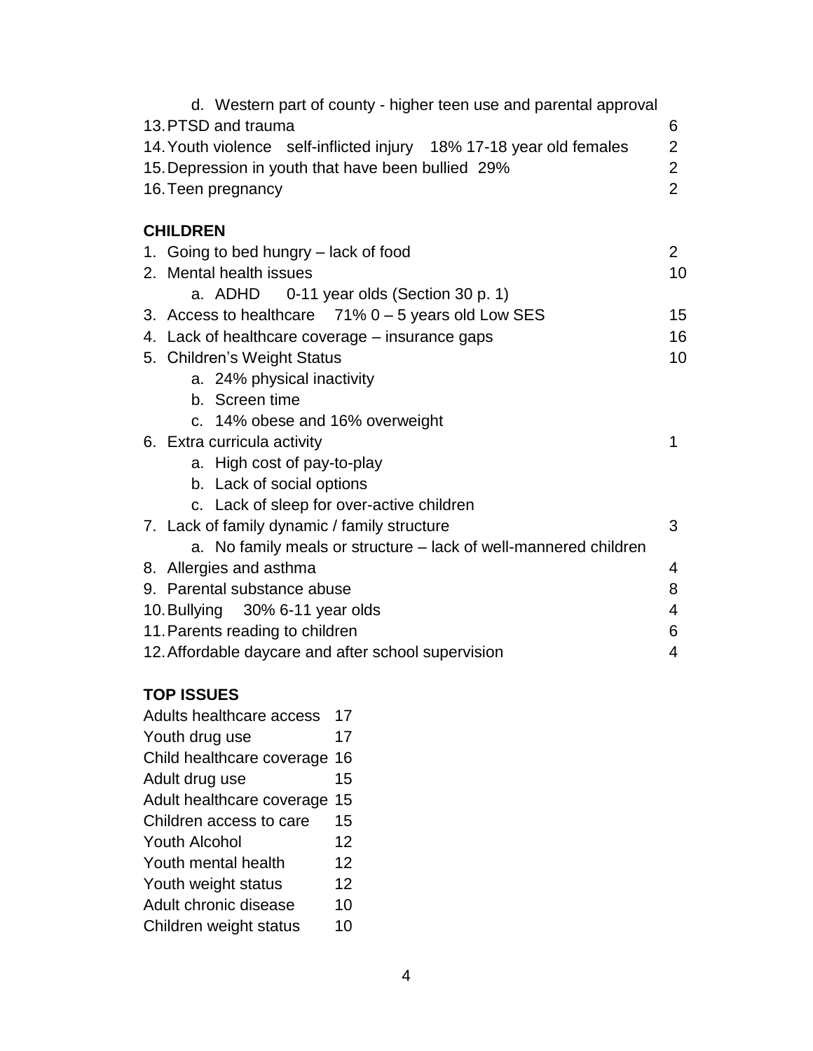d. Western part of county - higher teen use and parental approval

| | |
|---|---|
| 13. PTSD and trauma | 6 |
| 14. Youth violence self-inflicted injury 18% 17-18 year old females | 2 |
| 15. Depression in youth that have been bullied 29% | 2 |
| 16. Teen pregnancy | 2 |

**CHILDREN**

| | |
|---|---|
| 1. Going to bed hungry – lack of food | 2 |
| 2. Mental health issues | 10 |
| a. ADHD 0-11 year olds (Section 30 p. 1) | |
| 3. Access to healthcare 71% 0 – 5 years old Low SES | 15 |
| 4. Lack of healthcare coverage – insurance gaps | 16 |
| 5. Children's Weight Status | 10 |
| a. 24% physical inactivity | |
| b. Screen time | |
| c. 14% obese and 16% overweight | |
| 6. Extra curricula activity | 1 |
| a. High cost of pay-to-play | |
| b. Lack of social options | |
| c. Lack of sleep for over-active children | |
| 7. Lack of family dynamic / family structure | 3 |
| a. No family meals or structure – lack of well-mannered children | |
| 8. Allergies and asthma | 4 |
| 9. Parental substance abuse | 8 |
| 10. Bullying 30% 6-11 year olds | 4 |
| 11. Parents reading to children | 6 |
| 12. Affordable daycare and after school supervision | 4 |

**TOP ISSUES**

| | |
|---|---|
| Adults healthcare access | 17 |
| Youth drug use | 17 |
| Child healthcare coverage | 16 |
| Adult drug use | 15 |
| Adult healthcare coverage | 15 |
| Children access to care | 15 |
| Youth Alcohol | 12 |
| Youth mental health | 12 |
| Youth weight status | 12 |
| Adult chronic disease | 10 |
| Children weight status | 10 |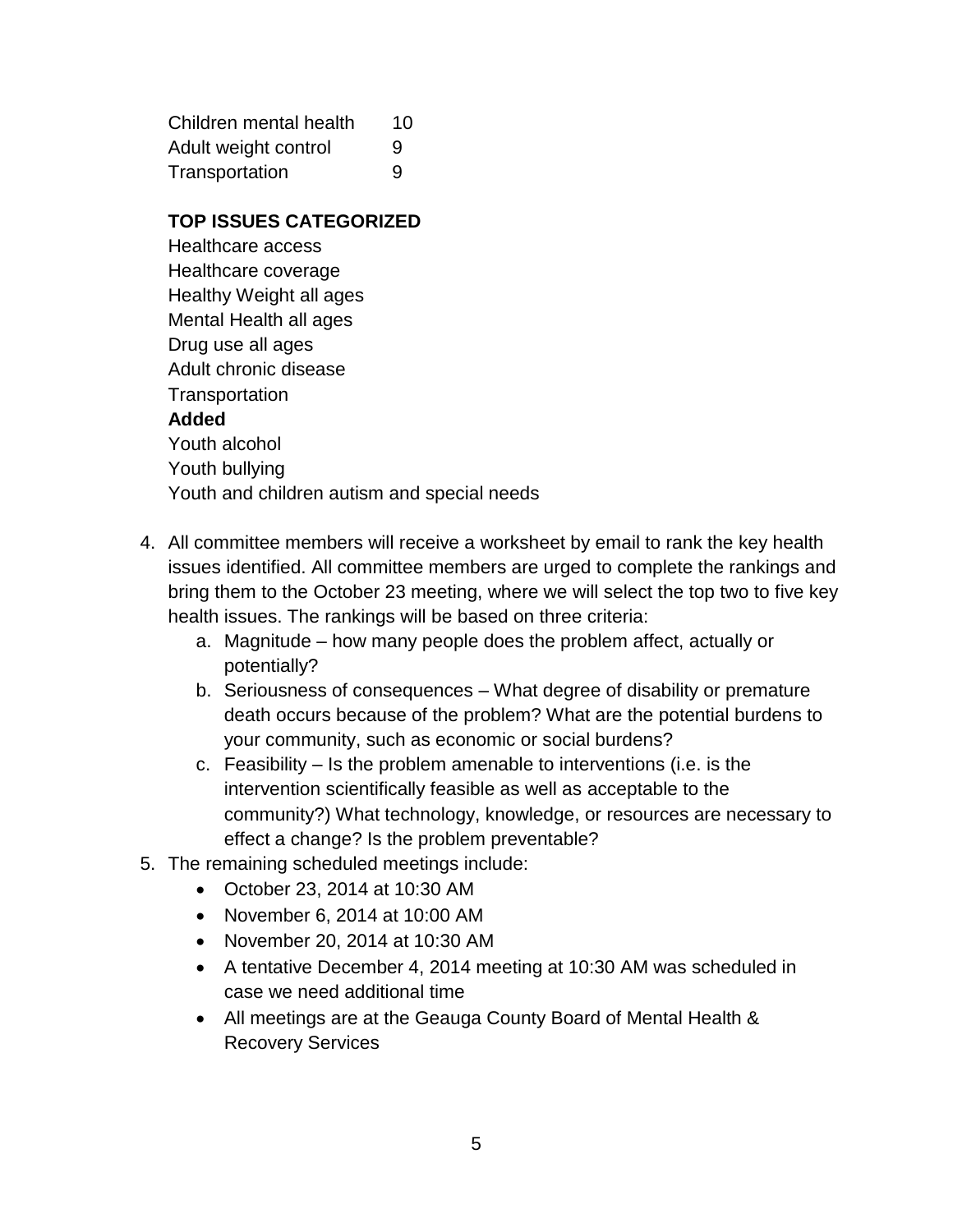| | |
|---|---|
| Children mental health | 10 |
| Adult weight control | 9 |
| Transportation | 9 |

**TOP ISSUES CATEGORIZED**

Healthcare access
Healthcare coverage
Healthy Weight all ages
Mental Health all ages
Drug use all ages
Adult chronic disease
Transportation

**Added**

Youth alcohol
Youth bullying
Youth and children autism and special needs

4. All committee members will receive a worksheet by email to rank the key health issues identified. All committee members are urged to complete the rankings and bring them to the October 23 meeting, where we will select the top two to five key health issues. The rankings will be based on three criteria:
   a. Magnitude – how many people does the problem affect, actually or potentially?
   b. Seriousness of consequences – What degree of disability or premature death occurs because of the problem? What are the potential burdens to your community, such as economic or social burdens?
   c. Feasibility – Is the problem amenable to interventions (i.e. is the intervention scientifically feasible as well as acceptable to the community?) What technology, knowledge, or resources are necessary to effect a change? Is the problem preventable?
5. The remaining scheduled meetings include:
   - October 23, 2014 at 10:30 AM
   - November 6, 2014 at 10:00 AM
   - November 20, 2014 at 10:30 AM
   - A tentative December 4, 2014 meeting at 10:30 AM was scheduled in case we need additional time
   - All meetings are at the Geauga County Board of Mental Health & Recovery Services